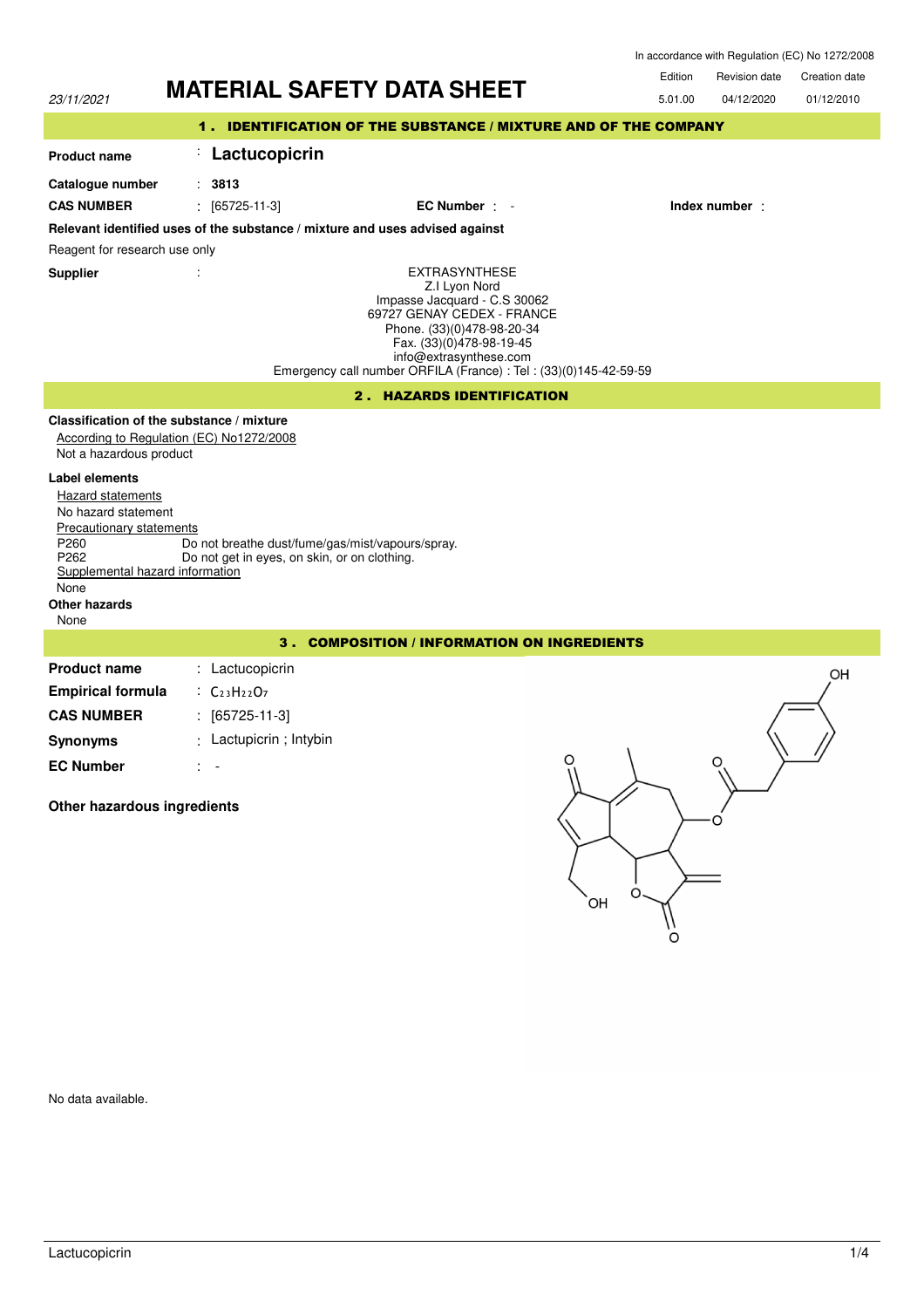In accordance with Regulation (EC) No 1272/2008

23/11/2021

# MATERIAL SAFETY DATA SHEET

| Edition | Revision date | Creation date |
|---|---|---|
| 5.01.00 | 04/12/2020 | 01/12/2010 |

## 1 . IDENTIFICATION OF THE SUBSTANCE / MIXTURE AND OF THE COMPANY

**Product name** : **Lactucopicrin**

**Catalogue number** : **3813**

**CAS NUMBER** : [65725-11-3] **EC Number** : - **Index number** :

**Relevant identified uses of the substance / mixture and uses advised against**

Reagent for research use only

**Supplier** :

EXTRASYNTHESE
Z.I Lyon Nord
Impasse Jacquard - C.S 30062
69727 GENAY CEDEX - FRANCE
Phone. (33)(0)478-98-20-34
Fax. (33)(0)478-98-19-45
info@extrasynthese.com
Emergency call number ORFILA (France) : Tel : (33)(0)145-42-59-59

## 2 . HAZARDS IDENTIFICATION

**Classification of the substance / mixture**

According to Regulation (EC) No1272/2008

Not a hazardous product

**Label elements**

Hazard statements

No hazard statement

Precautionary statements

P260 Do not breathe dust/fume/gas/mist/vapours/spray.
P262 Do not get in eyes, on skin, or on clothing.

Supplemental hazard information

None

**Other hazards**

None

## 3 . COMPOSITION / INFORMATION ON INGREDIENTS

**Product name** : Lactucopicrin

**Empirical formula** : $C_{23}H_{22}O_7$

**CAS NUMBER** : [65725-11-3]

**Synonyms** : Lactupicrin ; Intybin

**EC Number** : -

**Other hazardous ingredients**

No data available.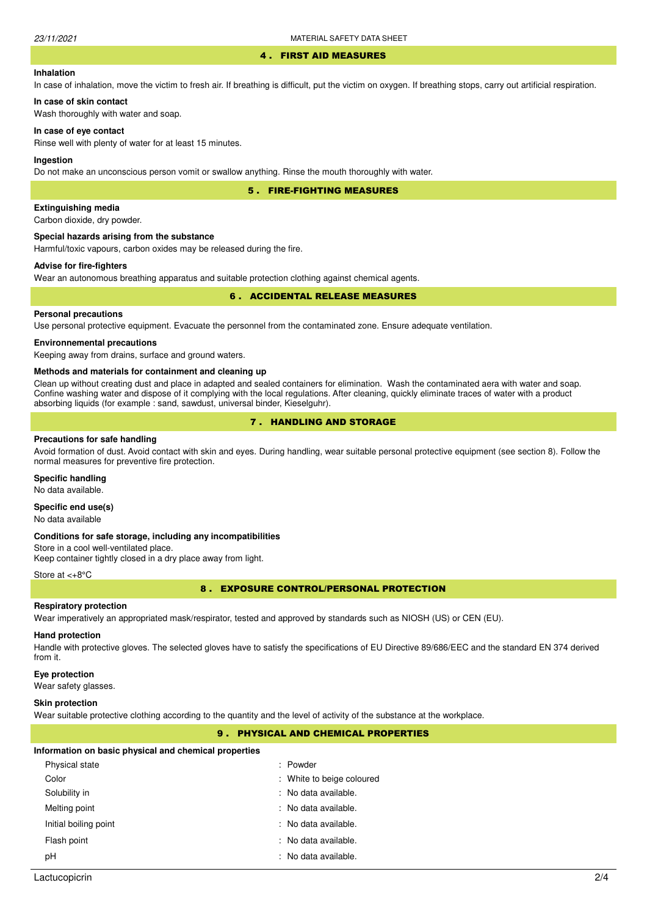## 4 . FIRST AID MEASURES

**Inhalation**

In case of inhalation, move the victim to fresh air. If breathing is difficult, put the victim on oxygen. If breathing stops, carry out artificial respiration.

**In case of skin contact**

Wash thoroughly with water and soap.

**In case of eye contact**

Rinse well with plenty of water for at least 15 minutes.

**Ingestion**

Do not make an unconscious person vomit or swallow anything. Rinse the mouth thoroughly with water.

## 5 . FIRE-FIGHTING MEASURES

**Extinguishing media**

Carbon dioxide, dry powder.

**Special hazards arising from the substance**

Harmful/toxic vapours, carbon oxides may be released during the fire.

**Advise for fire-fighters**

Wear an autonomous breathing apparatus and suitable protection clothing against chemical agents.

## 6 . ACCIDENTAL RELEASE MEASURES

**Personal precautions**

Use personal protective equipment. Evacuate the personnel from the contaminated zone. Ensure adequate ventilation.

**Environnemental precautions**

Keeping away from drains, surface and ground waters.

**Methods and materials for containment and cleaning up**

Clean up without creating dust and place in adapted and sealed containers for elimination. Wash the contaminated aera with water and soap. Confine washing water and dispose of it complying with the local regulations. After cleaning, quickly eliminate traces of water with a product absorbing liquids (for example : sand, sawdust, universal binder, Kieselguhr).

## 7 . HANDLING AND STORAGE

**Precautions for safe handling**

Avoid formation of dust. Avoid contact with skin and eyes. During handling, wear suitable personal protective equipment (see section 8). Follow the normal measures for preventive fire protection.

**Specific handling**

No data available.

**Specific end use(s)**

No data available

**Conditions for safe storage, including any incompatibilities**

Store in a cool well-ventilated place.
Keep container tightly closed in a dry place away from light.

Store at <+8°C

## 8 . EXPOSURE CONTROL/PERSONAL PROTECTION

**Respiratory protection**

Wear imperatively an appropriated mask/respirator, tested and approved by standards such as NIOSH (US) or CEN (EU).

**Hand protection**

Handle with protective gloves. The selected gloves have to satisfy the specifications of EU Directive 89/686/EEC and the standard EN 374 derived from it.

**Eye protection**

Wear safety glasses.

**Skin protection**

Wear suitable protective clothing according to the quantity and the level of activity of the substance at the workplace.

## 9 . PHYSICAL AND CHEMICAL PROPERTIES

**Information on basic physical and chemical properties**

| Property | Value |
|---|---|
| Physical state | : Powder |
| Color | : White to beige coloured |
| Solubility in | : No data available. |
| Melting point | : No data available. |
| Initial boiling point | : No data available. |
| Flash point | : No data available. |
| pH | : No data available. |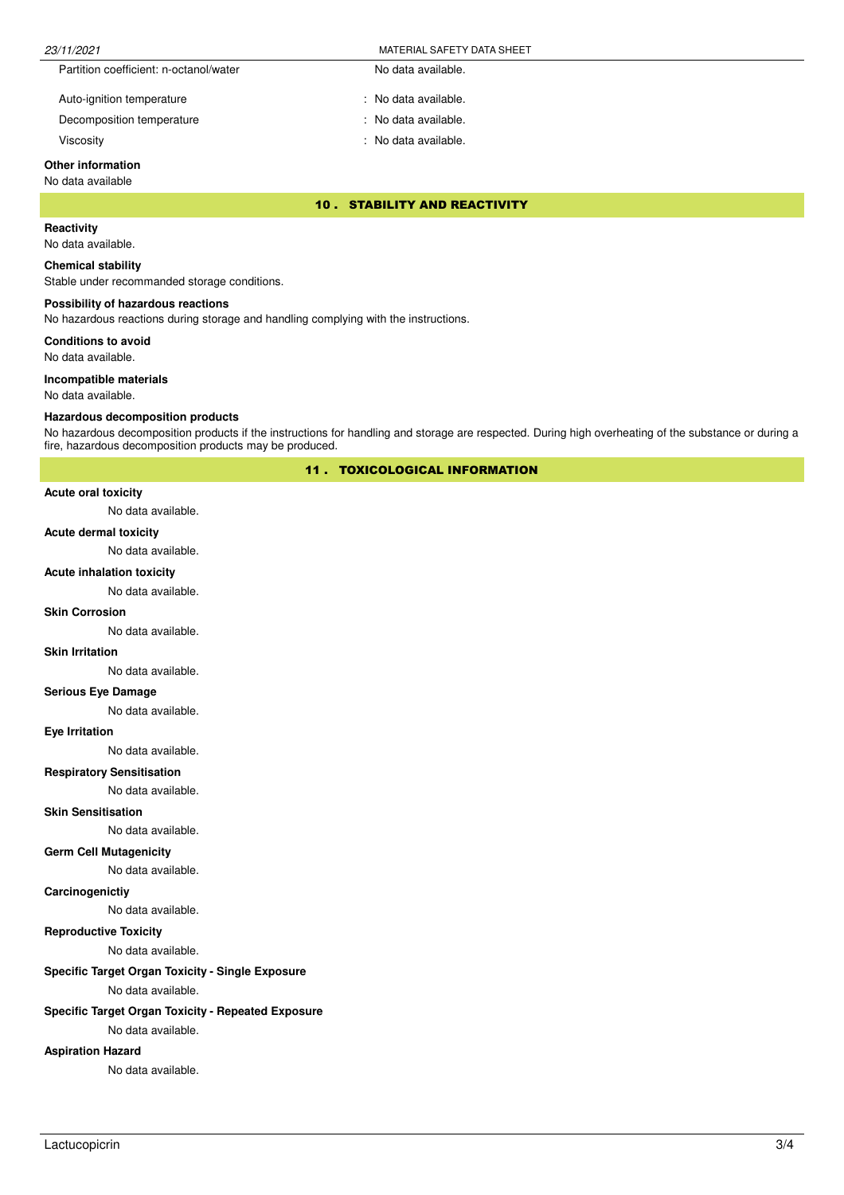| | |
|---|---|
| Partition coefficient: n-octanol/water | No data available. |
| Auto-ignition temperature | : No data available. |
| Decomposition temperature | : No data available. |
| Viscosity | : No data available. |

**Other information**

No data available

## 10 . STABILITY AND REACTIVITY

**Reactivity**

No data available.

**Chemical stability**

Stable under recommanded storage conditions.

**Possibility of hazardous reactions**

No hazardous reactions during storage and handling complying with the instructions.

**Conditions to avoid**

No data available.

**Incompatible materials**

No data available.

**Hazardous decomposition products**

No hazardous decomposition products if the instructions for handling and storage are respected. During high overheating of the substance or during a fire, hazardous decomposition products may be produced.

## 11 . TOXICOLOGICAL INFORMATION

**Acute oral toxicity**

No data available.

**Acute dermal toxicity**

No data available.

**Acute inhalation toxicity**

No data available.

**Skin Corrosion**

No data available.

**Skin Irritation**

No data available.

**Serious Eye Damage**

No data available.

**Eye Irritation**

No data available.

**Respiratory Sensitisation**

No data available.

**Skin Sensitisation**

No data available.

**Germ Cell Mutagenicity**

No data available.

**Carcinogenictiy**

No data available.

**Reproductive Toxicity**

No data available.

**Specific Target Organ Toxicity - Single Exposure**

No data available.

**Specific Target Organ Toxicity - Repeated Exposure**

No data available.

**Aspiration Hazard**

No data available.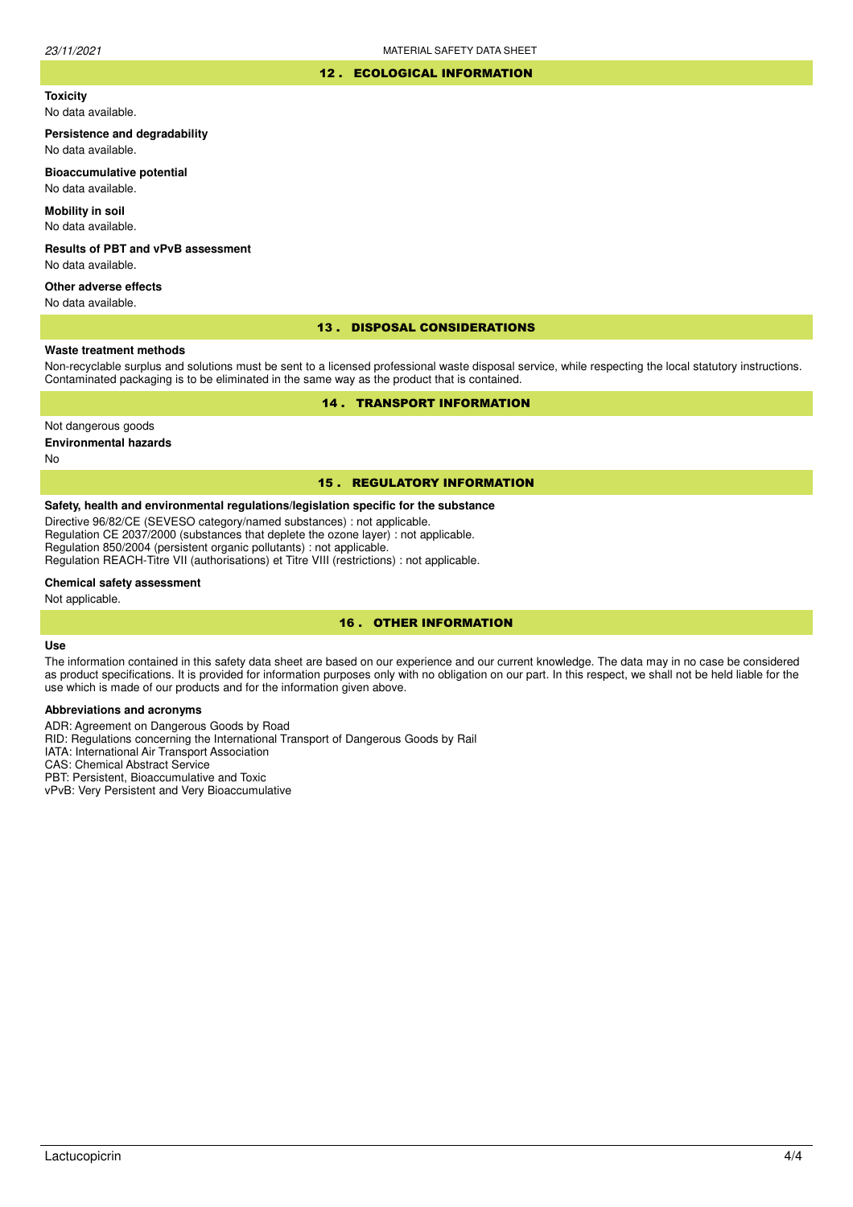## 12 . ECOLOGICAL INFORMATION

**Toxicity**

No data available.

**Persistence and degradability**

No data available.

**Bioaccumulative potential**

No data available.

**Mobility in soil**

No data available.

**Results of PBT and vPvB assessment**

No data available.

**Other adverse effects**

No data available.

## 13 . DISPOSAL CONSIDERATIONS

**Waste treatment methods**

Non-recyclable surplus and solutions must be sent to a licensed professional waste disposal service, while respecting the local statutory instructions. Contaminated packaging is to be eliminated in the same way as the product that is contained.

## 14 . TRANSPORT INFORMATION

Not dangerous goods

**Environmental hazards**

No

## 15 . REGULATORY INFORMATION

**Safety, health and environmental regulations/legislation specific for the substance**

Directive 96/82/CE (SEVESO category/named substances) : not applicable.
Regulation CE 2037/2000 (substances that deplete the ozone layer) : not applicable.
Regulation 850/2004 (persistent organic pollutants) : not applicable.
Regulation REACH-Titre VII (authorisations) et Titre VIII (restrictions) : not applicable.

**Chemical safety assessment**

Not applicable.

## 16 . OTHER INFORMATION

**Use**

The information contained in this safety data sheet are based on our experience and our current knowledge. The data may in no case be considered as product specifications. It is provided for information purposes only with no obligation on our part. In this respect, we shall not be held liable for the use which is made of our products and for the information given above.

**Abbreviations and acronyms**

ADR: Agreement on Dangerous Goods by Road
RID: Regulations concerning the International Transport of Dangerous Goods by Rail
IATA: International Air Transport Association
CAS: Chemical Abstract Service
PBT: Persistent, Bioaccumulative and Toxic
vPvB: Very Persistent and Very Bioaccumulative